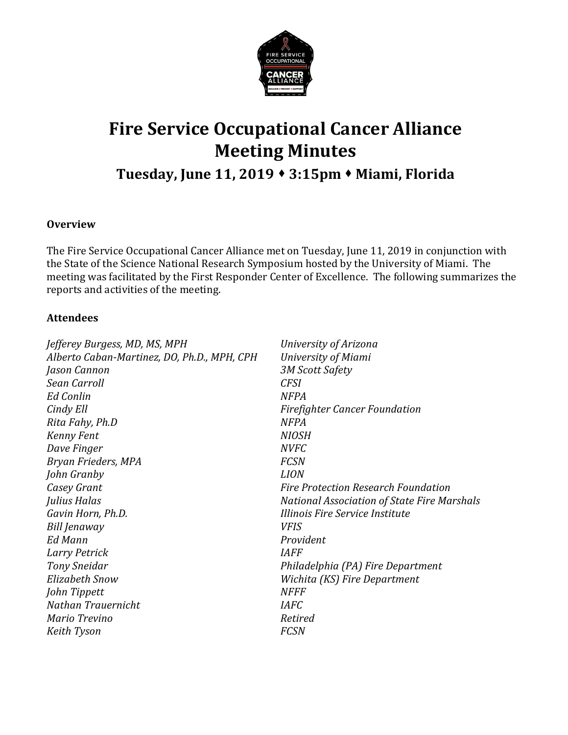# Fire Service Occupational Cancer Alliance Meeting Minutes

## Tuesday, June 11, 2019 ♦ 3:15pm ♦ Miami, Florida

### Overview

The Fire Service Occupational Cancer Alliance met on Tuesday, June 11, 2019 in conjunction with the State of the Science National Research Symposium hosted by the University of Miami. The meeting was facilitated by the First Responder Center of Excellence. The following summarizes the reports and activities of the meeting.

### Attendees

| | |
|---|---|
| *Jefferey Burgess, MD, MS, MPH* | *University of Arizona* |
| *Alberto Caban-Martinez, DO, Ph.D., MPH, CPH* | *University of Miami* |
| *Jason Cannon* | *3M Scott Safety* |
| *Sean Carroll* | *CFSI* |
| *Ed Conlin* | *NFPA* |
| *Cindy Ell* | *Firefighter Cancer Foundation* |
| *Rita Fahy, Ph.D* | *NFPA* |
| *Kenny Fent* | *NIOSH* |
| *Dave Finger* | *NVFC* |
| *Bryan Frieders, MPA* | *FCSN* |
| *John Granby* | *LION* |
| *Casey Grant* | *Fire Protection Research Foundation* |
| *Julius Halas* | *National Association of State Fire Marshals* |
| *Gavin Horn, Ph.D.* | *Illinois Fire Service Institute* |
| *Bill Jenaway* | *VFIS* |
| *Ed Mann* | *Provident* |
| *Larry Petrick* | *IAFF* |
| *Tony Sneidar* | *Philadelphia (PA) Fire Department* |
| *Elizabeth Snow* | *Wichita (KS) Fire Department* |
| *John Tippett* | *NFFF* |
| *Nathan Trauernicht* | *IAFC* |
| *Mario Trevino* | *Retired* |
| *Keith Tyson* | *FCSN* |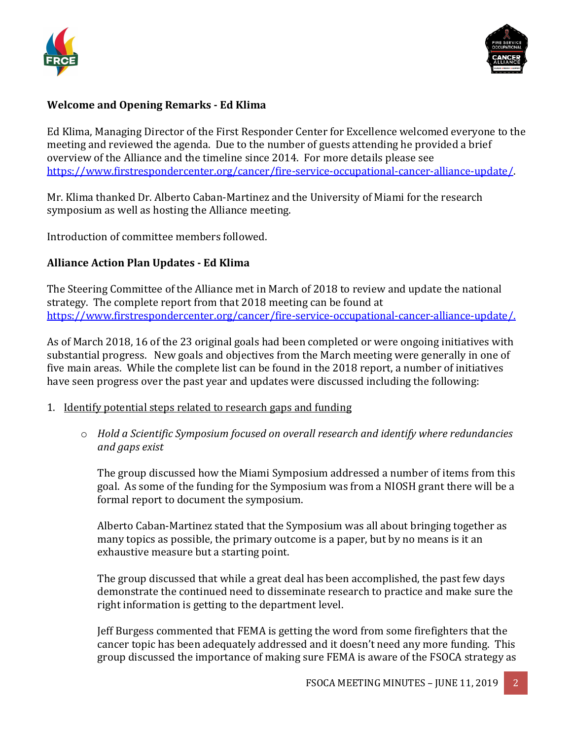**Welcome and Opening Remarks - Ed Klima**

Ed Klima, Managing Director of the First Responder Center for Excellence welcomed everyone to the meeting and reviewed the agenda. Due to the number of guests attending he provided a brief overview of the Alliance and the timeline since 2014. For more details please see https://www.firstrespondercenter.org/cancer/fire-service-occupational-cancer-alliance-update/.

Mr. Klima thanked Dr. Alberto Caban-Martinez and the University of Miami for the research symposium as well as hosting the Alliance meeting.

Introduction of committee members followed.

**Alliance Action Plan Updates - Ed Klima**

The Steering Committee of the Alliance met in March of 2018 to review and update the national strategy. The complete report from that 2018 meeting can be found at https://www.firstrespondercenter.org/cancer/fire-service-occupational-cancer-alliance-update/.

As of March 2018, 16 of the 23 original goals had been completed or were ongoing initiatives with substantial progress. New goals and objectives from the March meeting were generally in one of five main areas. While the complete list can be found in the 2018 report, a number of initiatives have seen progress over the past year and updates were discussed including the following:

1. Identify potential steps related to research gaps and funding

    - *Hold a Scientific Symposium focused on overall research and identify where redundancies and gaps exist*

      The group discussed how the Miami Symposium addressed a number of items from this goal. As some of the funding for the Symposium was from a NIOSH grant there will be a formal report to document the symposium.

      Alberto Caban-Martinez stated that the Symposium was all about bringing together as many topics as possible, the primary outcome is a paper, but by no means is it an exhaustive measure but a starting point.

      The group discussed that while a great deal has been accomplished, the past few days demonstrate the continued need to disseminate research to practice and make sure the right information is getting to the department level.

      Jeff Burgess commented that FEMA is getting the word from some firefighters that the cancer topic has been adequately addressed and it doesn't need any more funding. This group discussed the importance of making sure FEMA is aware of the FSOCA strategy as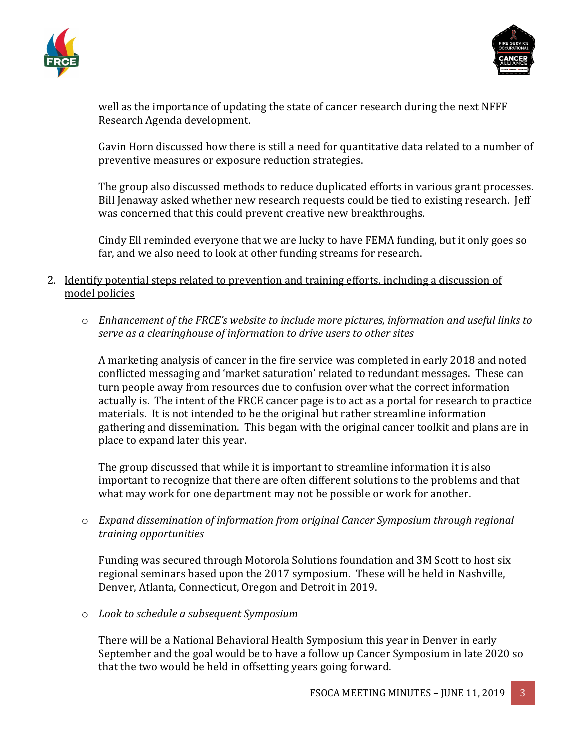well as the importance of updating the state of cancer research during the next NFFF Research Agenda development.

Gavin Horn discussed how there is still a need for quantitative data related to a number of preventive measures or exposure reduction strategies.

The group also discussed methods to reduce duplicated efforts in various grant processes. Bill Jenaway asked whether new research requests could be tied to existing research. Jeff was concerned that this could prevent creative new breakthroughs.

Cindy Ell reminded everyone that we are lucky to have FEMA funding, but it only goes so far, and we also need to look at other funding streams for research.

2. <u>Identify potential steps related to prevention and training efforts, including a discussion of model policies</u>

   - *Enhancement of the FRCE's website to include more pictures, information and useful links to serve as a clearinghouse of information to drive users to other sites*

     A marketing analysis of cancer in the fire service was completed in early 2018 and noted conflicted messaging and 'market saturation' related to redundant messages. These can turn people away from resources due to confusion over what the correct information actually is. The intent of the FRCE cancer page is to act as a portal for research to practice materials. It is not intended to be the original but rather streamline information gathering and dissemination. This began with the original cancer toolkit and plans are in place to expand later this year.

     The group discussed that while it is important to streamline information it is also important to recognize that there are often different solutions to the problems and that what may work for one department may not be possible or work for another.

   - *Expand dissemination of information from original Cancer Symposium through regional training opportunities*

     Funding was secured through Motorola Solutions foundation and 3M Scott to host six regional seminars based upon the 2017 symposium. These will be held in Nashville, Denver, Atlanta, Connecticut, Oregon and Detroit in 2019.

   - *Look to schedule a subsequent Symposium*

     There will be a National Behavioral Health Symposium this year in Denver in early September and the goal would be to have a follow up Cancer Symposium in late 2020 so that the two would be held in offsetting years going forward.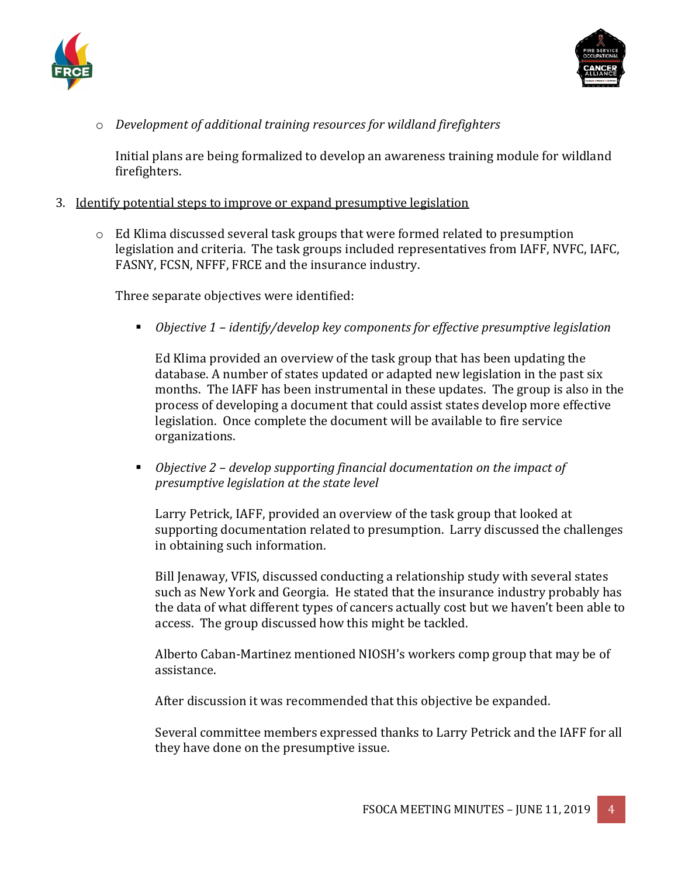- *Development of additional training resources for wildland firefighters*

  Initial plans are being formalized to develop an awareness training module for wildland firefighters.

3. Identify potential steps to improve or expand presumptive legislation

   - Ed Klima discussed several task groups that were formed related to presumption legislation and criteria. The task groups included representatives from IAFF, NVFC, IAFC, FASNY, FCSN, NFFF, FRCE and the insurance industry.

     Three separate objectives were identified:

     - *Objective 1 – identify/develop key components for effective presumptive legislation*

       Ed Klima provided an overview of the task group that has been updating the database. A number of states updated or adapted new legislation in the past six months. The IAFF has been instrumental in these updates. The group is also in the process of developing a document that could assist states develop more effective legislation. Once complete the document will be available to fire service organizations.

     - *Objective 2 – develop supporting financial documentation on the impact of presumptive legislation at the state level*

       Larry Petrick, IAFF, provided an overview of the task group that looked at supporting documentation related to presumption. Larry discussed the challenges in obtaining such information.

       Bill Jenaway, VFIS, discussed conducting a relationship study with several states such as New York and Georgia. He stated that the insurance industry probably has the data of what different types of cancers actually cost but we haven't been able to access. The group discussed how this might be tackled.

       Alberto Caban-Martinez mentioned NIOSH's workers comp group that may be of assistance.

       After discussion it was recommended that this objective be expanded.

       Several committee members expressed thanks to Larry Petrick and the IAFF for all they have done on the presumptive issue.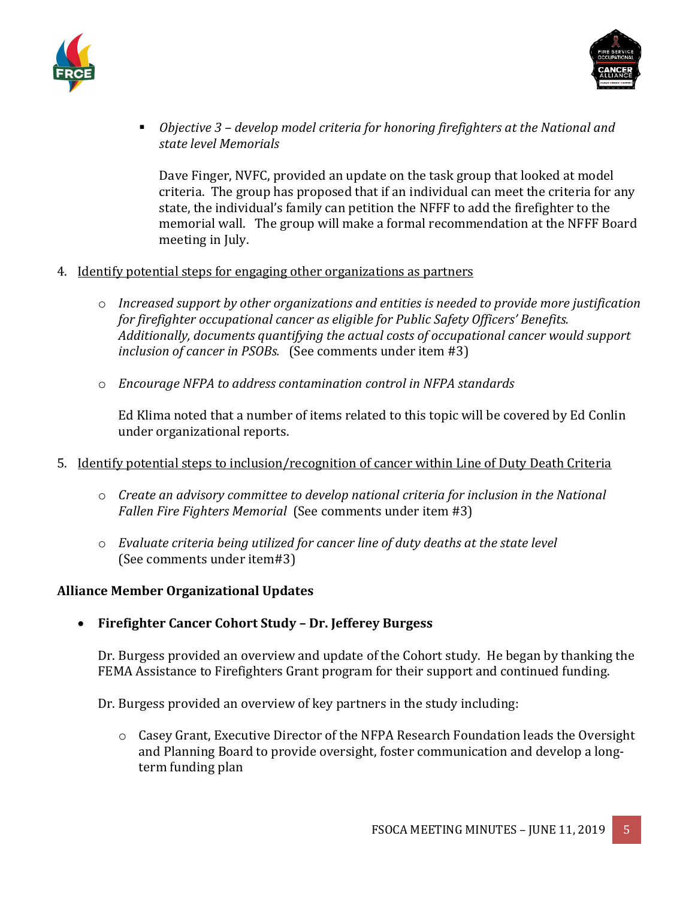- *Objective 3 – develop model criteria for honoring firefighters at the National and state level Memorials*

  Dave Finger, NVFC, provided an update on the task group that looked at model criteria. The group has proposed that if an individual can meet the criteria for any state, the individual's family can petition the NFFF to add the firefighter to the memorial wall. The group will make a formal recommendation at the NFFF Board meeting in July.

4. <u>Identify potential steps for engaging other organizations as partners</u>

   - *Increased support by other organizations and entities is needed to provide more justification for firefighter occupational cancer as eligible for Public Safety Officers' Benefits. Additionally, documents quantifying the actual costs of occupational cancer would support inclusion of cancer in PSOBs.* (See comments under item #3)

   - *Encourage NFPA to address contamination control in NFPA standards*

     Ed Klima noted that a number of items related to this topic will be covered by Ed Conlin under organizational reports.

5. <u>Identify potential steps to inclusion/recognition of cancer within Line of Duty Death Criteria</u>

   - *Create an advisory committee to develop national criteria for inclusion in the National Fallen Fire Fighters Memorial* (See comments under item #3)

   - *Evaluate criteria being utilized for cancer line of duty deaths at the state level* (See comments under item#3)

**Alliance Member Organizational Updates**

- **Firefighter Cancer Cohort Study – Dr. Jefferey Burgess**

  Dr. Burgess provided an overview and update of the Cohort study. He began by thanking the FEMA Assistance to Firefighters Grant program for their support and continued funding.

  Dr. Burgess provided an overview of key partners in the study including:

  - Casey Grant, Executive Director of the NFPA Research Foundation leads the Oversight and Planning Board to provide oversight, foster communication and develop a long-term funding plan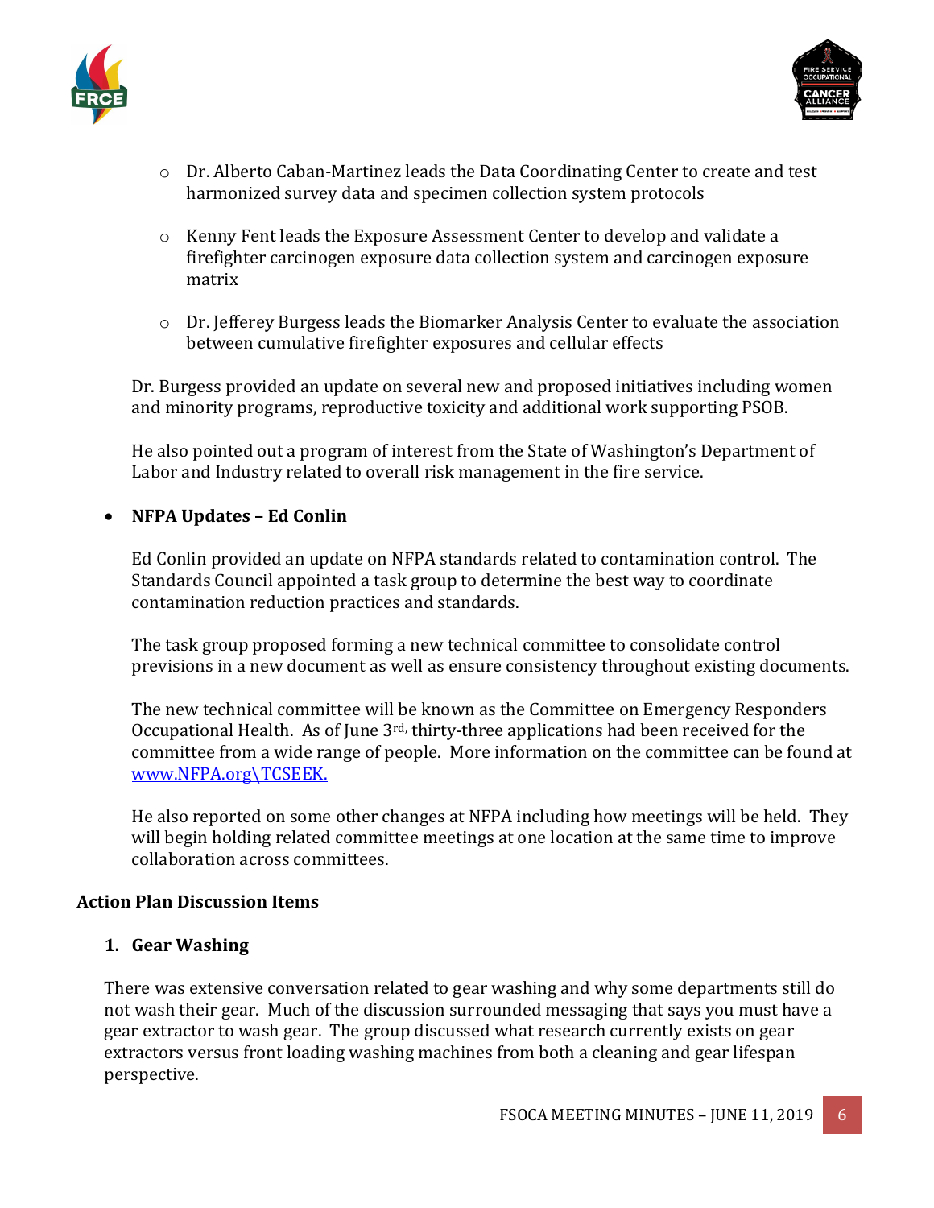- Dr. Alberto Caban-Martinez leads the Data Coordinating Center to create and test harmonized survey data and specimen collection system protocols

- Kenny Fent leads the Exposure Assessment Center to develop and validate a firefighter carcinogen exposure data collection system and carcinogen exposure matrix

- Dr. Jefferey Burgess leads the Biomarker Analysis Center to evaluate the association between cumulative firefighter exposures and cellular effects

Dr. Burgess provided an update on several new and proposed initiatives including women and minority programs, reproductive toxicity and additional work supporting PSOB.

He also pointed out a program of interest from the State of Washington's Department of Labor and Industry related to overall risk management in the fire service.

- **NFPA Updates – Ed Conlin**

  Ed Conlin provided an update on NFPA standards related to contamination control. The Standards Council appointed a task group to determine the best way to coordinate contamination reduction practices and standards.

  The task group proposed forming a new technical committee to consolidate control previsions in a new document as well as ensure consistency throughout existing documents.

  The new technical committee will be known as the Committee on Emergency Responders Occupational Health. As of June 3rd, thirty-three applications had been received for the committee from a wide range of people. More information on the committee can be found at www.NFPA.org\TCSEEK.

  He also reported on some other changes at NFPA including how meetings will be held. They will begin holding related committee meetings at one location at the same time to improve collaboration across committees.

**Action Plan Discussion Items**

**1. Gear Washing**

There was extensive conversation related to gear washing and why some departments still do not wash their gear. Much of the discussion surrounded messaging that says you must have a gear extractor to wash gear. The group discussed what research currently exists on gear extractors versus front loading washing machines from both a cleaning and gear lifespan perspective.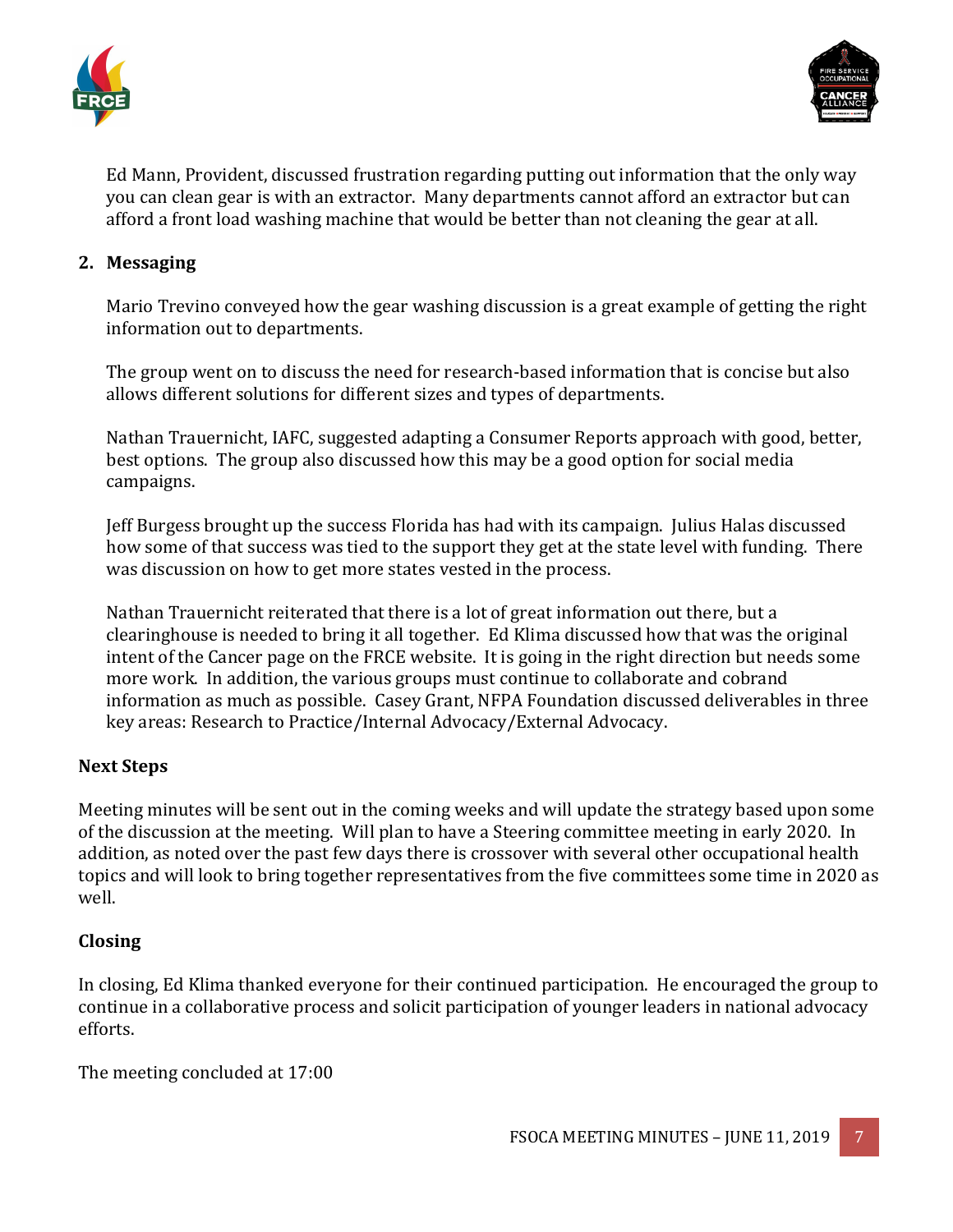Ed Mann, Provident, discussed frustration regarding putting out information that the only way you can clean gear is with an extractor. Many departments cannot afford an extractor but can afford a front load washing machine that would be better than not cleaning the gear at all.

2. **Messaging**

Mario Trevino conveyed how the gear washing discussion is a great example of getting the right information out to departments.

The group went on to discuss the need for research-based information that is concise but also allows different solutions for different sizes and types of departments.

Nathan Trauernicht, IAFC, suggested adapting a Consumer Reports approach with good, better, best options. The group also discussed how this may be a good option for social media campaigns.

Jeff Burgess brought up the success Florida has had with its campaign. Julius Halas discussed how some of that success was tied to the support they get at the state level with funding. There was discussion on how to get more states vested in the process.

Nathan Trauernicht reiterated that there is a lot of great information out there, but a clearinghouse is needed to bring it all together. Ed Klima discussed how that was the original intent of the Cancer page on the FRCE website. It is going in the right direction but needs some more work. In addition, the various groups must continue to collaborate and cobrand information as much as possible. Casey Grant, NFPA Foundation discussed deliverables in three key areas: Research to Practice/Internal Advocacy/External Advocacy.

**Next Steps**

Meeting minutes will be sent out in the coming weeks and will update the strategy based upon some of the discussion at the meeting. Will plan to have a Steering committee meeting in early 2020. In addition, as noted over the past few days there is crossover with several other occupational health topics and will look to bring together representatives from the five committees some time in 2020 as well.

**Closing**

In closing, Ed Klima thanked everyone for their continued participation. He encouraged the group to continue in a collaborative process and solicit participation of younger leaders in national advocacy efforts.

The meeting concluded at 17:00